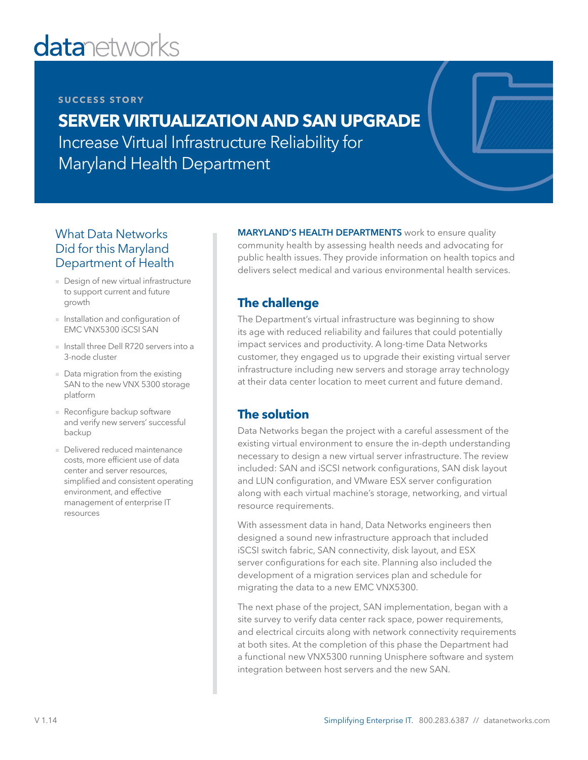datanetworks

**SUCCESS STORY**

# SERVER VIRTUALIZATION AND SAN UPGRADE

Increase Virtual Infrastructure Reliability for Maryland Health Department

## What Data Networks Did for this Maryland Department of Health

- Design of new virtual infrastructure to support current and future growth
- Installation and configuration of EMC VNX5300 iSCSI SAN
- Install three Dell R720 servers into a 3-node cluster
- Data migration from the existing SAN to the new VNX 5300 storage platform
- Reconfigure backup software and verify new servers' successful backup
- Delivered reduced maintenance costs, more efficient use of data center and server resources, simplified and consistent operating environment, and effective management of enterprise IT resources

**MARYLAND'S HEALTH DEPARTMENTS** work to ensure quality community health by assessing health needs and advocating for public health issues. They provide information on health topics and delivers select medical and various environmental health services.

## The challenge

The Department's virtual infrastructure was beginning to show its age with reduced reliability and failures that could potentially impact services and productivity. A long-time Data Networks customer, they engaged us to upgrade their existing virtual server infrastructure including new servers and storage array technology at their data center location to meet current and future demand.

## The solution

Data Networks began the project with a careful assessment of the existing virtual environment to ensure the in-depth understanding necessary to design a new virtual server infrastructure. The review included: SAN and iSCSI network configurations, SAN disk layout and LUN configuration, and VMware ESX server configuration along with each virtual machine's storage, networking, and virtual resource requirements.

With assessment data in hand, Data Networks engineers then designed a sound new infrastructure approach that included iSCSI switch fabric, SAN connectivity, disk layout, and ESX server configurations for each site. Planning also included the development of a migration services plan and schedule for migrating the data to a new EMC VNX5300.

The next phase of the project, SAN implementation, began with a site survey to verify data center rack space, power requirements, and electrical circuits along with network connectivity requirements at both sites. At the completion of this phase the Department had a functional new VNX5300 running Unisphere software and system integration between host servers and the new SAN.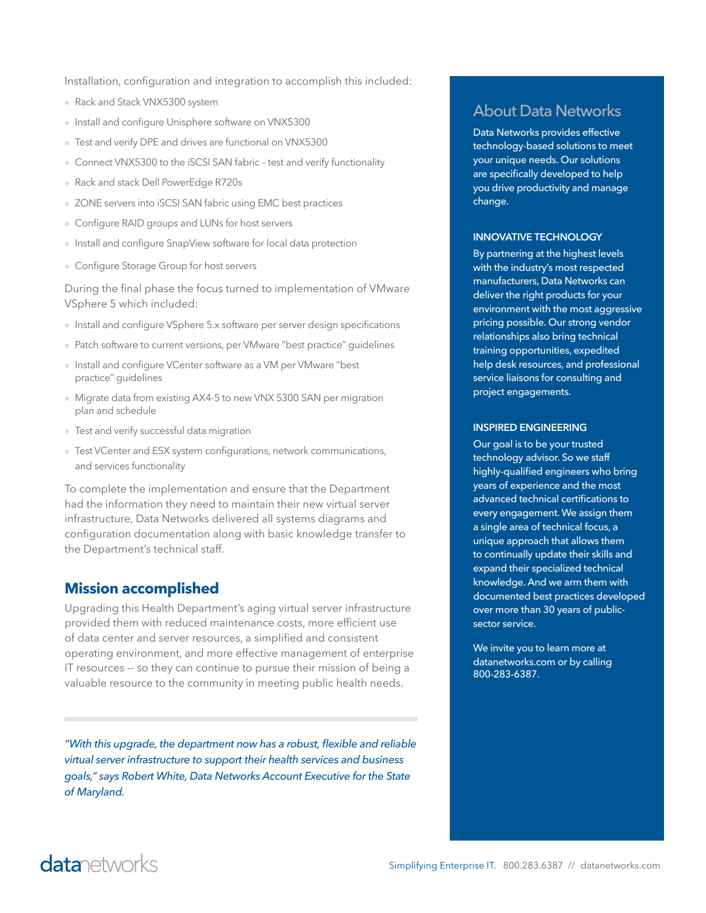Installation, configuration and integration to accomplish this included:

- Rack and Stack VNX5300 system
- Install and configure Unisphere software on VNX5300
- Test and verify DPE and drives are functional on VNX5300
- Connect VNX5300 to the iSCSI SAN fabric – test and verify functionality
- Rack and stack Dell PowerEdge R720s
- ZONE servers into iSCSI SAN fabric using EMC best practices
- Configure RAID groups and LUNs for host servers
- Install and configure SnapView software for local data protection
- Configure Storage Group for host servers

During the final phase the focus turned to implementation of VMware VSphere 5 which included:

- Install and configure VSphere 5.x software per server design specifications
- Patch software to current versions, per VMware "best practice" guidelines
- Install and configure VCenter software as a VM per VMware "best practice" guidelines
- Migrate data from existing AX4-5 to new VNX 5300 SAN per migration plan and schedule
- Test and verify successful data migration
- Test VCenter and ESX system configurations, network communications, and services functionality

To complete the implementation and ensure that the Department had the information they need to maintain their new virtual server infrastructure, Data Networks delivered all systems diagrams and configuration documentation along with basic knowledge transfer to the Department's technical staff.

## Mission accomplished

Upgrading this Health Department's aging virtual server infrastructure provided them with reduced maintenance costs, more efficient use of data center and server resources, a simplified and consistent operating environment, and more effective management of enterprise IT resources -- so they can continue to pursue their mission of being a valuable resource to the community in meeting public health needs.

*"With this upgrade, the department now has a robust, flexible and reliable virtual server infrastructure to support their health services and business goals," says Robert White, Data Networks Account Executive for the State of Maryland.*

## About Data Networks

Data Networks provides effective technology-based solutions to meet your unique needs. Our solutions are specifically developed to help you drive productivity and manage change.

**INNOVATIVE TECHNOLOGY**

By partnering at the highest levels with the industry's most respected manufacturers, Data Networks can deliver the right products for your environment with the most aggressive pricing possible. Our strong vendor relationships also bring technical training opportunities, expedited help desk resources, and professional service liaisons for consulting and project engagements.

**INSPIRED ENGINEERING**

Our goal is to be your trusted technology advisor. So we staff highly-qualified engineers who bring years of experience and the most advanced technical certifications to every engagement. We assign them a single area of technical focus, a unique approach that allows them to continually update their skills and expand their specialized technical knowledge. And we arm them with documented best practices developed over more than 30 years of public-sector service.

We invite you to learn more at datanetworks.com or by calling 800-283-6387.

datanetworks

Simplifying Enterprise IT. 800.283.6387 // datanetworks.com